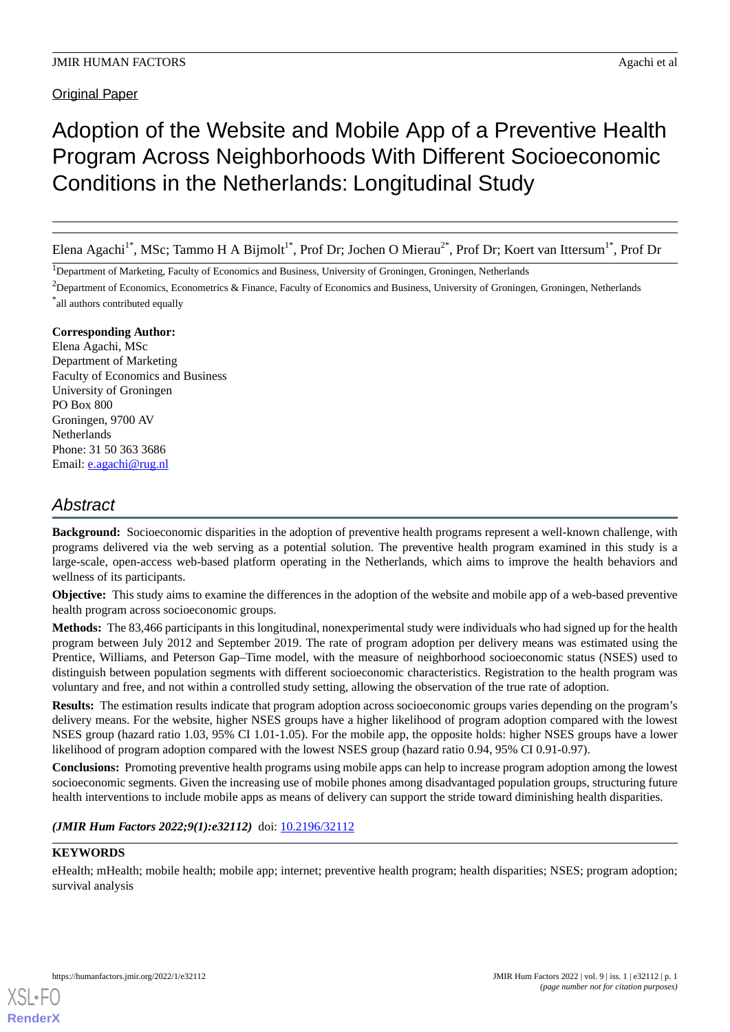Original Paper

# Adoption of the Website and Mobile App of a Preventive Health Program Across Neighborhoods With Different Socioeconomic Conditions in the Netherlands: Longitudinal Study

Elena Agachi[1*], MSc; Tammo H A Bijmolt[1*], Prof Dr; Jochen O Mierau[2*], Prof Dr; Koert van Ittersum[1*], Prof Dr

[1]Department of Marketing, Faculty of Economics and Business, University of Groningen, Groningen, Netherlands

[2]Department of Economics, Econometrics & Finance, Faculty of Economics and Business, University of Groningen, Groningen, Netherlands

[*]all authors contributed equally

**Corresponding Author:**
Elena Agachi, MSc
Department of Marketing
Faculty of Economics and Business
University of Groningen
PO Box 800
Groningen, 9700 AV
Netherlands
Phone: 31 50 363 3686
Email: e.agachi@rug.nl

## *Abstract*

**Background:** Socioeconomic disparities in the adoption of preventive health programs represent a well-known challenge, with programs delivered via the web serving as a potential solution. The preventive health program examined in this study is a large-scale, open-access web-based platform operating in the Netherlands, which aims to improve the health behaviors and wellness of its participants.

**Objective:** This study aims to examine the differences in the adoption of the website and mobile app of a web-based preventive health program across socioeconomic groups.

**Methods:** The 83,466 participants in this longitudinal, nonexperimental study were individuals who had signed up for the health program between July 2012 and September 2019. The rate of program adoption per delivery means was estimated using the Prentice, Williams, and Peterson Gap–Time model, with the measure of neighborhood socioeconomic status (NSES) used to distinguish between population segments with different socioeconomic characteristics. Registration to the health program was voluntary and free, and not within a controlled study setting, allowing the observation of the true rate of adoption.

**Results:** The estimation results indicate that program adoption across socioeconomic groups varies depending on the program's delivery means. For the website, higher NSES groups have a higher likelihood of program adoption compared with the lowest NSES group (hazard ratio 1.03, 95% CI 1.01-1.05). For the mobile app, the opposite holds: higher NSES groups have a lower likelihood of program adoption compared with the lowest NSES group (hazard ratio 0.94, 95% CI 0.91-0.97).

**Conclusions:** Promoting preventive health programs using mobile apps can help to increase program adoption among the lowest socioeconomic segments. Given the increasing use of mobile phones among disadvantaged population groups, structuring future health interventions to include mobile apps as means of delivery can support the stride toward diminishing health disparities.

***(JMIR Hum Factors 2022;9(1):e32112)*** doi: 10.2196/32112

**KEYWORDS**

eHealth; mHealth; mobile health; mobile app; internet; preventive health program; health disparities; NSES; program adoption; survival analysis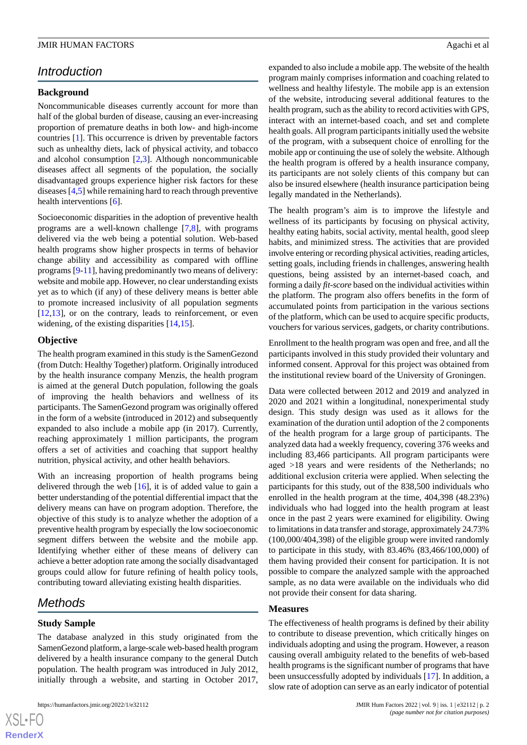## Introduction

### Background

Noncommunicable diseases currently account for more than half of the global burden of disease, causing an ever-increasing proportion of premature deaths in both low- and high-income countries [1]. This occurrence is driven by preventable factors such as unhealthy diets, lack of physical activity, and tobacco and alcohol consumption [2,3]. Although noncommunicable diseases affect all segments of the population, the socially disadvantaged groups experience higher risk factors for these diseases [4,5] while remaining hard to reach through preventive health interventions [6].

Socioeconomic disparities in the adoption of preventive health programs are a well-known challenge [7,8], with programs delivered via the web being a potential solution. Web-based health programs show higher prospects in terms of behavior change ability and accessibility as compared with offline programs [9-11], having predominantly two means of delivery: website and mobile app. However, no clear understanding exists yet as to which (if any) of these delivery means is better able to promote increased inclusivity of all population segments [12,13], or on the contrary, leads to reinforcement, or even widening, of the existing disparities [14,15].

### Objective

The health program examined in this study is the SamenGezond (from Dutch: Healthy Together) platform. Originally introduced by the health insurance company Menzis, the health program is aimed at the general Dutch population, following the goals of improving the health behaviors and wellness of its participants. The SamenGezond program was originally offered in the form of a website (introduced in 2012) and subsequently expanded to also include a mobile app (in 2017). Currently, reaching approximately 1 million participants, the program offers a set of activities and coaching that support healthy nutrition, physical activity, and other health behaviors.

With an increasing proportion of health programs being delivered through the web [16], it is of added value to gain a better understanding of the potential differential impact that the delivery means can have on program adoption. Therefore, the objective of this study is to analyze whether the adoption of a preventive health program by especially the low socioeconomic segment differs between the website and the mobile app. Identifying whether either of these means of delivery can achieve a better adoption rate among the socially disadvantaged groups could allow for future refining of health policy tools, contributing toward alleviating existing health disparities.

## Methods

### Study Sample

The database analyzed in this study originated from the SamenGezond platform, a large-scale web-based health program delivered by a health insurance company to the general Dutch population. The health program was introduced in July 2012, initially through a website, and starting in October 2017, expanded to also include a mobile app. The website of the health program mainly comprises information and coaching related to wellness and healthy lifestyle. The mobile app is an extension of the website, introducing several additional features to the health program, such as the ability to record activities with GPS, interact with an internet-based coach, and set and complete health goals. All program participants initially used the website of the program, with a subsequent choice of enrolling for the mobile app or continuing the use of solely the website. Although the health program is offered by a health insurance company, its participants are not solely clients of this company but can also be insured elsewhere (health insurance participation being legally mandated in the Netherlands).

The health program's aim is to improve the lifestyle and wellness of its participants by focusing on physical activity, healthy eating habits, social activity, mental health, good sleep habits, and minimized stress. The activities that are provided involve entering or recording physical activities, reading articles, setting goals, including friends in challenges, answering health questions, being assisted by an internet-based coach, and forming a daily *fit-score* based on the individual activities within the platform. The program also offers benefits in the form of accumulated points from participation in the various sections of the platform, which can be used to acquire specific products, vouchers for various services, gadgets, or charity contributions.

Enrollment to the health program was open and free, and all the participants involved in this study provided their voluntary and informed consent. Approval for this project was obtained from the institutional review board of the University of Groningen.

Data were collected between 2012 and 2019 and analyzed in 2020 and 2021 within a longitudinal, nonexperimental study design. This study design was used as it allows for the examination of the duration until adoption of the 2 components of the health program for a large group of participants. The analyzed data had a weekly frequency, covering 376 weeks and including 83,466 participants. All program participants were aged >18 years and were residents of the Netherlands; no additional exclusion criteria were applied. When selecting the participants for this study, out of the 838,500 individuals who enrolled in the health program at the time, 404,398 (48.23%) individuals who had logged into the health program at least once in the past 2 years were examined for eligibility. Owing to limitations in data transfer and storage, approximately 24.73% (100,000/404,398) of the eligible group were invited randomly to participate in this study, with 83.46% (83,466/100,000) of them having provided their consent for participation. It is not possible to compare the analyzed sample with the approached sample, as no data were available on the individuals who did not provide their consent for data sharing.

### Measures

The effectiveness of health programs is defined by their ability to contribute to disease prevention, which critically hinges on individuals adopting and using the program. However, a reason causing overall ambiguity related to the benefits of web-based health programs is the significant number of programs that have been unsuccessfully adopted by individuals [17]. In addition, a slow rate of adoption can serve as an early indicator of potential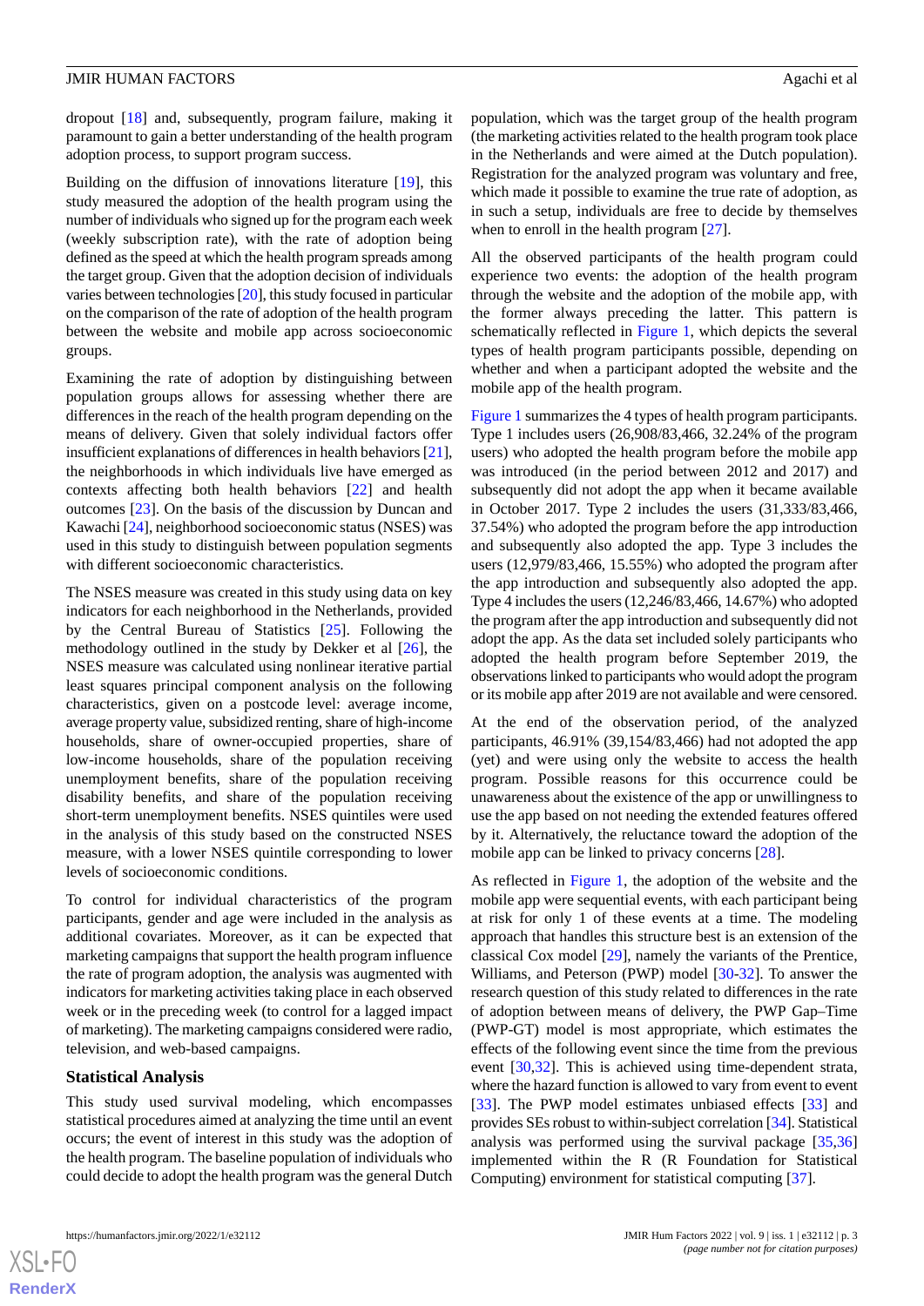dropout [18] and, subsequently, program failure, making it paramount to gain a better understanding of the health program adoption process, to support program success.

Building on the diffusion of innovations literature [19], this study measured the adoption of the health program using the number of individuals who signed up for the program each week (weekly subscription rate), with the rate of adoption being defined as the speed at which the health program spreads among the target group. Given that the adoption decision of individuals varies between technologies [20], this study focused in particular on the comparison of the rate of adoption of the health program between the website and mobile app across socioeconomic groups.

Examining the rate of adoption by distinguishing between population groups allows for assessing whether there are differences in the reach of the health program depending on the means of delivery. Given that solely individual factors offer insufficient explanations of differences in health behaviors [21], the neighborhoods in which individuals live have emerged as contexts affecting both health behaviors [22] and health outcomes [23]. On the basis of the discussion by Duncan and Kawachi [24], neighborhood socioeconomic status (NSES) was used in this study to distinguish between population segments with different socioeconomic characteristics.

The NSES measure was created in this study using data on key indicators for each neighborhood in the Netherlands, provided by the Central Bureau of Statistics [25]. Following the methodology outlined in the study by Dekker et al [26], the NSES measure was calculated using nonlinear iterative partial least squares principal component analysis on the following characteristics, given on a postcode level: average income, average property value, subsidized renting, share of high-income households, share of owner-occupied properties, share of low-income households, share of the population receiving unemployment benefits, share of the population receiving disability benefits, and share of the population receiving short-term unemployment benefits. NSES quintiles were used in the analysis of this study based on the constructed NSES measure, with a lower NSES quintile corresponding to lower levels of socioeconomic conditions.

To control for individual characteristics of the program participants, gender and age were included in the analysis as additional covariates. Moreover, as it can be expected that marketing campaigns that support the health program influence the rate of program adoption, the analysis was augmented with indicators for marketing activities taking place in each observed week or in the preceding week (to control for a lagged impact of marketing). The marketing campaigns considered were radio, television, and web-based campaigns.

### Statistical Analysis

This study used survival modeling, which encompasses statistical procedures aimed at analyzing the time until an event occurs; the event of interest in this study was the adoption of the health program. The baseline population of individuals who could decide to adopt the health program was the general Dutch population, which was the target group of the health program (the marketing activities related to the health program took place in the Netherlands and were aimed at the Dutch population). Registration for the analyzed program was voluntary and free, which made it possible to examine the true rate of adoption, as in such a setup, individuals are free to decide by themselves when to enroll in the health program [27].

All the observed participants of the health program could experience two events: the adoption of the health program through the website and the adoption of the mobile app, with the former always preceding the latter. This pattern is schematically reflected in Figure 1, which depicts the several types of health program participants possible, depending on whether and when a participant adopted the website and the mobile app of the health program.

Figure 1 summarizes the 4 types of health program participants. Type 1 includes users (26,908/83,466, 32.24% of the program users) who adopted the health program before the mobile app was introduced (in the period between 2012 and 2017) and subsequently did not adopt the app when it became available in October 2017. Type 2 includes the users (31,333/83,466, 37.54%) who adopted the program before the app introduction and subsequently also adopted the app. Type 3 includes the users (12,979/83,466, 15.55%) who adopted the program after the app introduction and subsequently also adopted the app. Type 4 includes the users (12,246/83,466, 14.67%) who adopted the program after the app introduction and subsequently did not adopt the app. As the data set included solely participants who adopted the health program before September 2019, the observations linked to participants who would adopt the program or its mobile app after 2019 are not available and were censored.

At the end of the observation period, of the analyzed participants, 46.91% (39,154/83,466) had not adopted the app (yet) and were using only the website to access the health program. Possible reasons for this occurrence could be unawareness about the existence of the app or unwillingness to use the app based on not needing the extended features offered by it. Alternatively, the reluctance toward the adoption of the mobile app can be linked to privacy concerns [28].

As reflected in Figure 1, the adoption of the website and the mobile app were sequential events, with each participant being at risk for only 1 of these events at a time. The modeling approach that handles this structure best is an extension of the classical Cox model [29], namely the variants of the Prentice, Williams, and Peterson (PWP) model [30-32]. To answer the research question of this study related to differences in the rate of adoption between means of delivery, the PWP Gap–Time (PWP-GT) model is most appropriate, which estimates the effects of the following event since the time from the previous event [30,32]. This is achieved using time-dependent strata, where the hazard function is allowed to vary from event to event [33]. The PWP model estimates unbiased effects [33] and provides SEs robust to within-subject correlation [34]. Statistical analysis was performed using the survival package [35,36] implemented within the R (R Foundation for Statistical Computing) environment for statistical computing [37].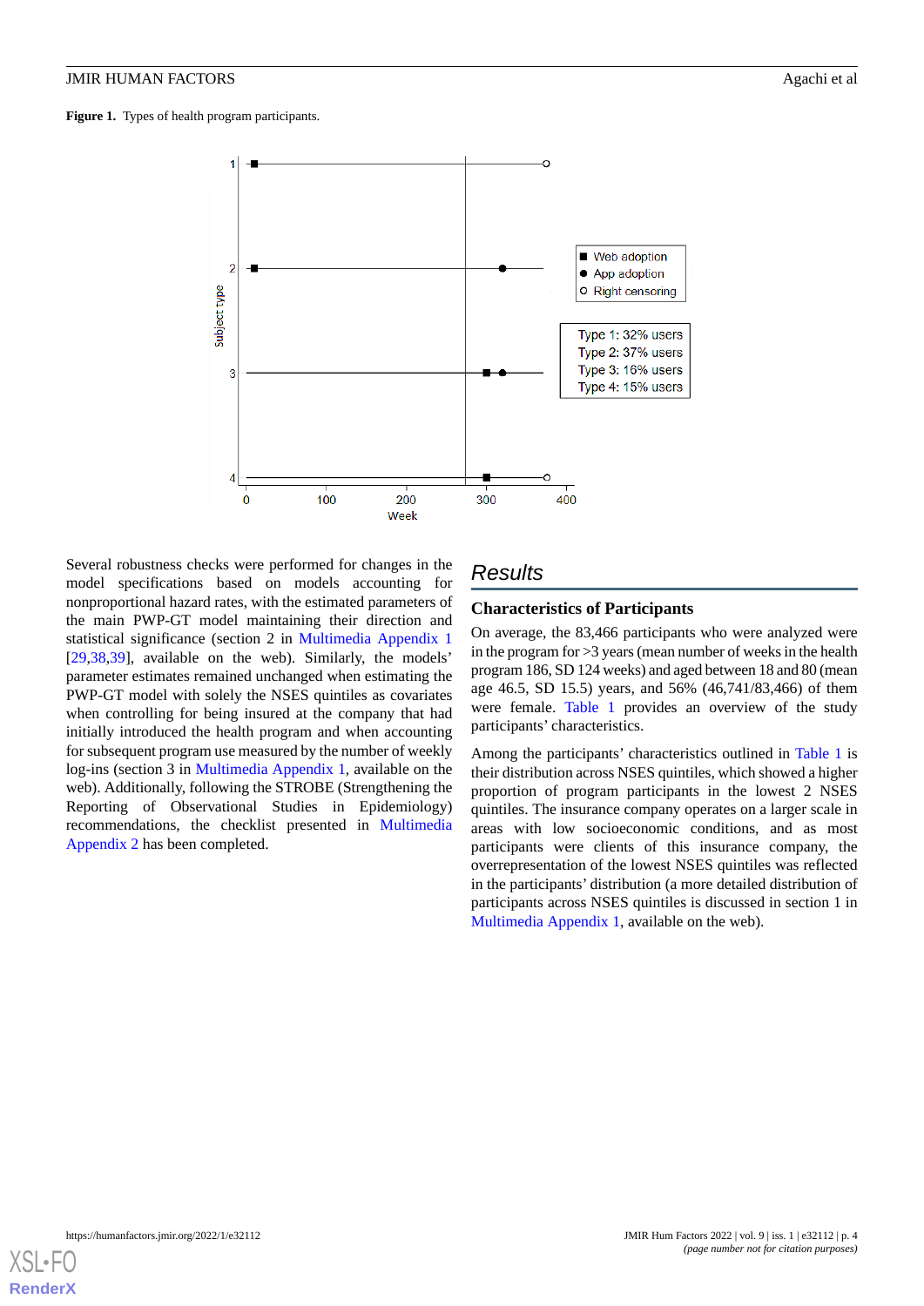**Figure 1.** Types of health program participants.

Several robustness checks were performed for changes in the model specifications based on models accounting for nonproportional hazard rates, with the estimated parameters of the main PWP-GT model maintaining their direction and statistical significance (section 2 in Multimedia Appendix 1 [29,38,39], available on the web). Similarly, the models' parameter estimates remained unchanged when estimating the PWP-GT model with solely the NSES quintiles as covariates when controlling for being insured at the company that had initially introduced the health program and when accounting for subsequent program use measured by the number of weekly log-ins (section 3 in Multimedia Appendix 1, available on the web). Additionally, following the STROBE (Strengthening the Reporting of Observational Studies in Epidemiology) recommendations, the checklist presented in Multimedia Appendix 2 has been completed.

# Results

## Characteristics of Participants

On average, the 83,466 participants who were analyzed were in the program for >3 years (mean number of weeks in the health program 186, SD 124 weeks) and aged between 18 and 80 (mean age 46.5, SD 15.5) years, and 56% (46,741/83,466) of them were female. Table 1 provides an overview of the study participants' characteristics.

Among the participants' characteristics outlined in Table 1 is their distribution across NSES quintiles, which showed a higher proportion of program participants in the lowest 2 NSES quintiles. The insurance company operates on a larger scale in areas with low socioeconomic conditions, and as most participants were clients of this insurance company, the overrepresentation of the lowest NSES quintiles was reflected in the participants' distribution (a more detailed distribution of participants across NSES quintiles is discussed in section 1 in Multimedia Appendix 1, available on the web).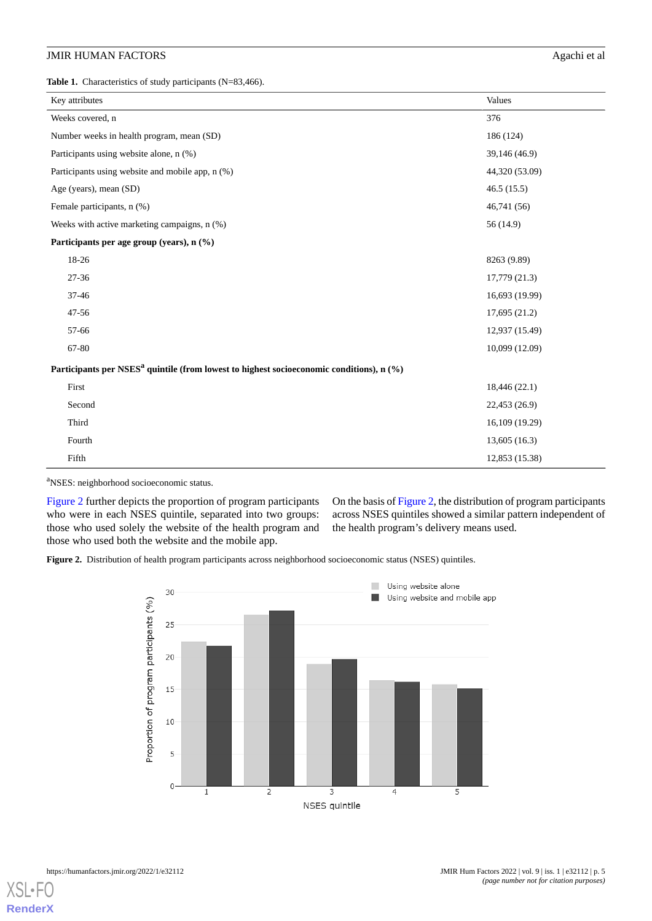**Table 1.** Characteristics of study participants (N=83,466).

| Key attributes | Values |
|---|---|
| Weeks covered, n | 376 |
| Number weeks in health program, mean (SD) | 186 (124) |
| Participants using website alone, n (%) | 39,146 (46.9) |
| Participants using website and mobile app, n (%) | 44,320 (53.09) |
| Age (years), mean (SD) | 46.5 (15.5) |
| Female participants, n (%) | 46,741 (56) |
| Weeks with active marketing campaigns, n (%) | 56 (14.9) |
| **Participants per age group (years), n (%)** | |
| 18-26 | 8263 (9.89) |
| 27-36 | 17,779 (21.3) |
| 37-46 | 16,693 (19.99) |
| 47-56 | 17,695 (21.2) |
| 57-66 | 12,937 (15.49) |
| 67-80 | 10,099 (12.09) |
| **Participants per NSES[a] quintile (from lowest to highest socioeconomic conditions), n (%)** | |
| First | 18,446 (22.1) |
| Second | 22,453 (26.9) |
| Third | 16,109 (19.29) |
| Fourth | 13,605 (16.3) |
| Fifth | 12,853 (15.38) |

[a]NSES: neighborhood socioeconomic status.

Figure 2 further depicts the proportion of program participants who were in each NSES quintile, separated into two groups: those who used solely the website of the health program and those who used both the website and the mobile app.

On the basis of Figure 2, the distribution of program participants across NSES quintiles showed a similar pattern independent of the health program's delivery means used.

**Figure 2.** Distribution of health program participants across neighborhood socioeconomic status (NSES) quintiles.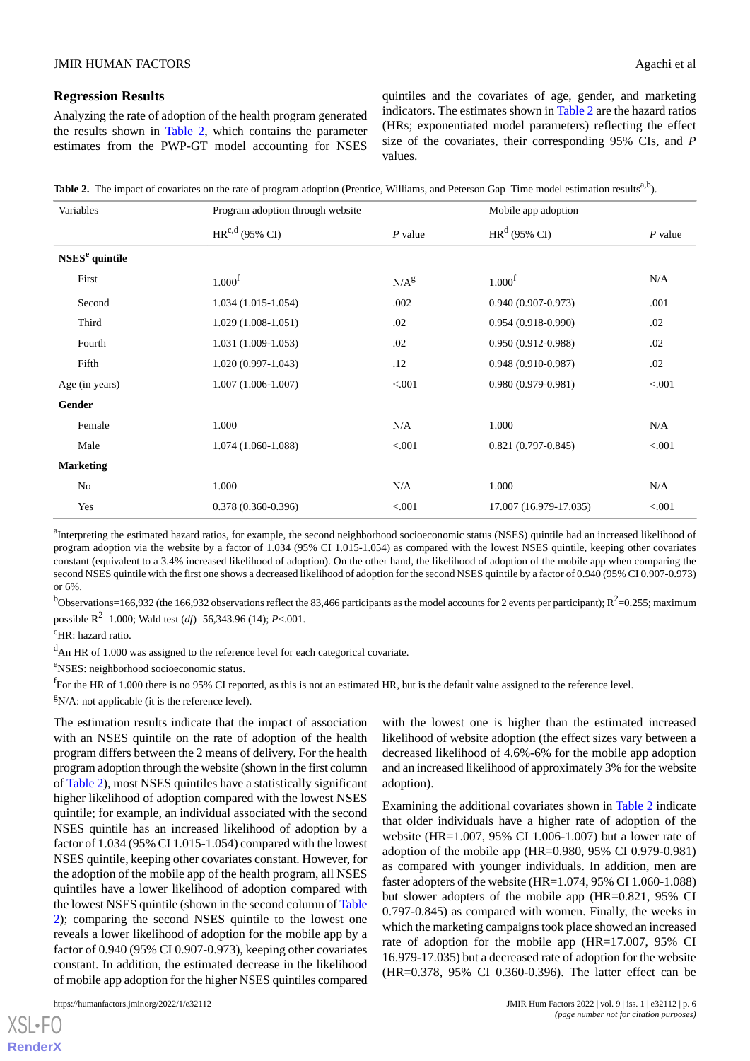## Regression Results

Analyzing the rate of adoption of the health program generated the results shown in Table 2, which contains the parameter estimates from the PWP-GT model accounting for NSES quintiles and the covariates of age, gender, and marketing indicators. The estimates shown in Table 2 are the hazard ratios (HRs; exponentiated model parameters) reflecting the effect size of the covariates, their corresponding 95% CIs, and *P* values.

**Table 2.** The impact of covariates on the rate of program adoption (Prentice, Williams, and Peterson Gap–Time model estimation results[a,b]).

| Variables | Program adoption through website | | Mobile app adoption | |
|---|---|---|---|---|
| | HR[c,d] (95% CI) | *P* value | HR[d] (95% CI) | *P* value |
| **NSES[e] quintile** | | | | |
| First | 1.000[f] | N/A[g] | 1.000[f] | N/A |
| Second | 1.034 (1.015-1.054) | .002 | 0.940 (0.907-0.973) | .001 |
| Third | 1.029 (1.008-1.051) | .02 | 0.954 (0.918-0.990) | .02 |
| Fourth | 1.031 (1.009-1.053) | .02 | 0.950 (0.912-0.988) | .02 |
| Fifth | 1.020 (0.997-1.043) | .12 | 0.948 (0.910-0.987) | .02 |
| Age (in years) | 1.007 (1.006-1.007) | <.001 | 0.980 (0.979-0.981) | <.001 |
| **Gender** | | | | |
| Female | 1.000 | N/A | 1.000 | N/A |
| Male | 1.074 (1.060-1.088) | <.001 | 0.821 (0.797-0.845) | <.001 |
| **Marketing** | | | | |
| No | 1.000 | N/A | 1.000 | N/A |
| Yes | 0.378 (0.360-0.396) | <.001 | 17.007 (16.979-17.035) | <.001 |

[a]Interpreting the estimated hazard ratios, for example, the second neighborhood socioeconomic status (NSES) quintile had an increased likelihood of program adoption via the website by a factor of 1.034 (95% CI 1.015-1.054) as compared with the lowest NSES quintile, keeping other covariates constant (equivalent to a 3.4% increased likelihood of adoption). On the other hand, the likelihood of adoption of the mobile app when comparing the second NSES quintile with the first one shows a decreased likelihood of adoption for the second NSES quintile by a factor of 0.940 (95% CI 0.907-0.973) or 6%.

[b]Observations=166,932 (the 166,932 observations reflect the 83,466 participants as the model accounts for 2 events per participant); $R^2$=0.255; maximum possible $R^2$=1.000; Wald test (*df*)=56,343.96 (14); *P*<.001.

[c]HR: hazard ratio.

[d]An HR of 1.000 was assigned to the reference level for each categorical covariate.

[e]NSES: neighborhood socioeconomic status.

[f]For the HR of 1.000 there is no 95% CI reported, as this is not an estimated HR, but is the default value assigned to the reference level.

[g]N/A: not applicable (it is the reference level).

The estimation results indicate that the impact of association with an NSES quintile on the rate of adoption of the health program differs between the 2 means of delivery. For the health program adoption through the website (shown in the first column of Table 2), most NSES quintiles have a statistically significant higher likelihood of adoption compared with the lowest NSES quintile; for example, an individual associated with the second NSES quintile has an increased likelihood of adoption by a factor of 1.034 (95% CI 1.015-1.054) compared with the lowest NSES quintile, keeping other covariates constant. However, for the adoption of the mobile app of the health program, all NSES quintiles have a lower likelihood of adoption compared with the lowest NSES quintile (shown in the second column of Table 2); comparing the second NSES quintile to the lowest one reveals a lower likelihood of adoption for the mobile app by a factor of 0.940 (95% CI 0.907-0.973), keeping other covariates constant. In addition, the estimated decrease in the likelihood of mobile app adoption for the higher NSES quintiles compared with the lowest one is higher than the estimated increased likelihood of website adoption (the effect sizes vary between a decreased likelihood of 4.6%-6% for the mobile app adoption and an increased likelihood of approximately 3% for the website adoption).

Examining the additional covariates shown in Table 2 indicate that older individuals have a higher rate of adoption of the website (HR=1.007, 95% CI 1.006-1.007) but a lower rate of adoption of the mobile app (HR=0.980, 95% CI 0.979-0.981) as compared with younger individuals. In addition, men are faster adopters of the website (HR=1.074, 95% CI 1.060-1.088) but slower adopters of the mobile app (HR=0.821, 95% CI 0.797-0.845) as compared with women. Finally, the weeks in which the marketing campaigns took place showed an increased rate of adoption for the mobile app (HR=17.007, 95% CI 16.979-17.035) but a decreased rate of adoption for the website (HR=0.378, 95% CI 0.360-0.396). The latter effect can be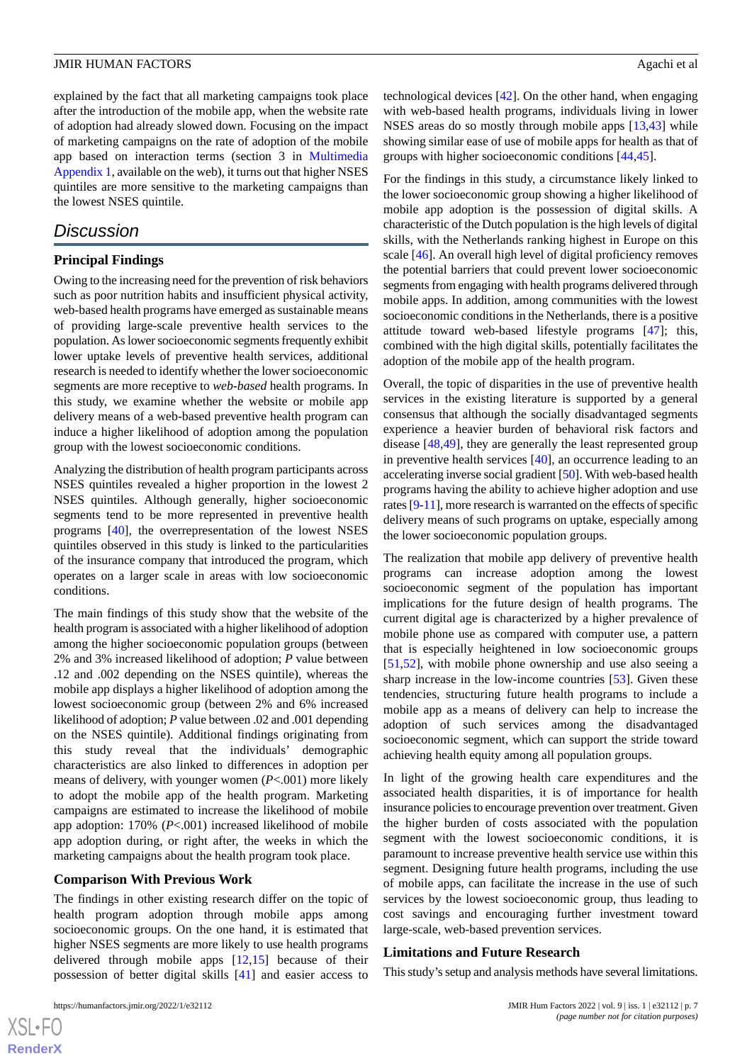explained by the fact that all marketing campaigns took place after the introduction of the mobile app, when the website rate of adoption had already slowed down. Focusing on the impact of marketing campaigns on the rate of adoption of the mobile app based on interaction terms (section 3 in Multimedia Appendix 1, available on the web), it turns out that higher NSES quintiles are more sensitive to the marketing campaigns than the lowest NSES quintile.

## Discussion

### Principal Findings

Owing to the increasing need for the prevention of risk behaviors such as poor nutrition habits and insufficient physical activity, web-based health programs have emerged as sustainable means of providing large-scale preventive health services to the population. As lower socioeconomic segments frequently exhibit lower uptake levels of preventive health services, additional research is needed to identify whether the lower socioeconomic segments are more receptive to *web-based* health programs. In this study, we examine whether the website or mobile app delivery means of a web-based preventive health program can induce a higher likelihood of adoption among the population group with the lowest socioeconomic conditions.

Analyzing the distribution of health program participants across NSES quintiles revealed a higher proportion in the lowest 2 NSES quintiles. Although generally, higher socioeconomic segments tend to be more represented in preventive health programs [40], the overrepresentation of the lowest NSES quintiles observed in this study is linked to the particularities of the insurance company that introduced the program, which operates on a larger scale in areas with low socioeconomic conditions.

The main findings of this study show that the website of the health program is associated with a higher likelihood of adoption among the higher socioeconomic population groups (between 2% and 3% increased likelihood of adoption; *P* value between .12 and .002 depending on the NSES quintile), whereas the mobile app displays a higher likelihood of adoption among the lowest socioeconomic group (between 2% and 6% increased likelihood of adoption; *P* value between .02 and .001 depending on the NSES quintile). Additional findings originating from this study reveal that the individuals' demographic characteristics are also linked to differences in adoption per means of delivery, with younger women ($P<.001$) more likely to adopt the mobile app of the health program. Marketing campaigns are estimated to increase the likelihood of mobile app adoption: 170% ($P<.001$) increased likelihood of mobile app adoption during, or right after, the weeks in which the marketing campaigns about the health program took place.

### Comparison With Previous Work

The findings in other existing research differ on the topic of health program adoption through mobile apps among socioeconomic groups. On the one hand, it is estimated that higher NSES segments are more likely to use health programs delivered through mobile apps [12,15] because of their possession of better digital skills [41] and easier access to technological devices [42]. On the other hand, when engaging with web-based health programs, individuals living in lower NSES areas do so mostly through mobile apps [13,43] while showing similar ease of use of mobile apps for health as that of groups with higher socioeconomic conditions [44,45].

For the findings in this study, a circumstance likely linked to the lower socioeconomic group showing a higher likelihood of mobile app adoption is the possession of digital skills. A characteristic of the Dutch population is the high levels of digital skills, with the Netherlands ranking highest in Europe on this scale [46]. An overall high level of digital proficiency removes the potential barriers that could prevent lower socioeconomic segments from engaging with health programs delivered through mobile apps. In addition, among communities with the lowest socioeconomic conditions in the Netherlands, there is a positive attitude toward web-based lifestyle programs [47]; this, combined with the high digital skills, potentially facilitates the adoption of the mobile app of the health program.

Overall, the topic of disparities in the use of preventive health services in the existing literature is supported by a general consensus that although the socially disadvantaged segments experience a heavier burden of behavioral risk factors and disease [48,49], they are generally the least represented group in preventive health services [40], an occurrence leading to an accelerating inverse social gradient [50]. With web-based health programs having the ability to achieve higher adoption and use rates [9-11], more research is warranted on the effects of specific delivery means of such programs on uptake, especially among the lower socioeconomic population groups.

The realization that mobile app delivery of preventive health programs can increase adoption among the lowest socioeconomic segment of the population has important implications for the future design of health programs. The current digital age is characterized by a higher prevalence of mobile phone use as compared with computer use, a pattern that is especially heightened in low socioeconomic groups [51,52], with mobile phone ownership and use also seeing a sharp increase in the low-income countries [53]. Given these tendencies, structuring future health programs to include a mobile app as a means of delivery can help to increase the adoption of such services among the disadvantaged socioeconomic segment, which can support the stride toward achieving health equity among all population groups.

In light of the growing health care expenditures and the associated health disparities, it is of importance for health insurance policies to encourage prevention over treatment. Given the higher burden of costs associated with the population segment with the lowest socioeconomic conditions, it is paramount to increase preventive health service use within this segment. Designing future health programs, including the use of mobile apps, can facilitate the increase in the use of such services by the lowest socioeconomic group, thus leading to cost savings and encouraging further investment toward large-scale, web-based prevention services.

### Limitations and Future Research

This study's setup and analysis methods have several limitations.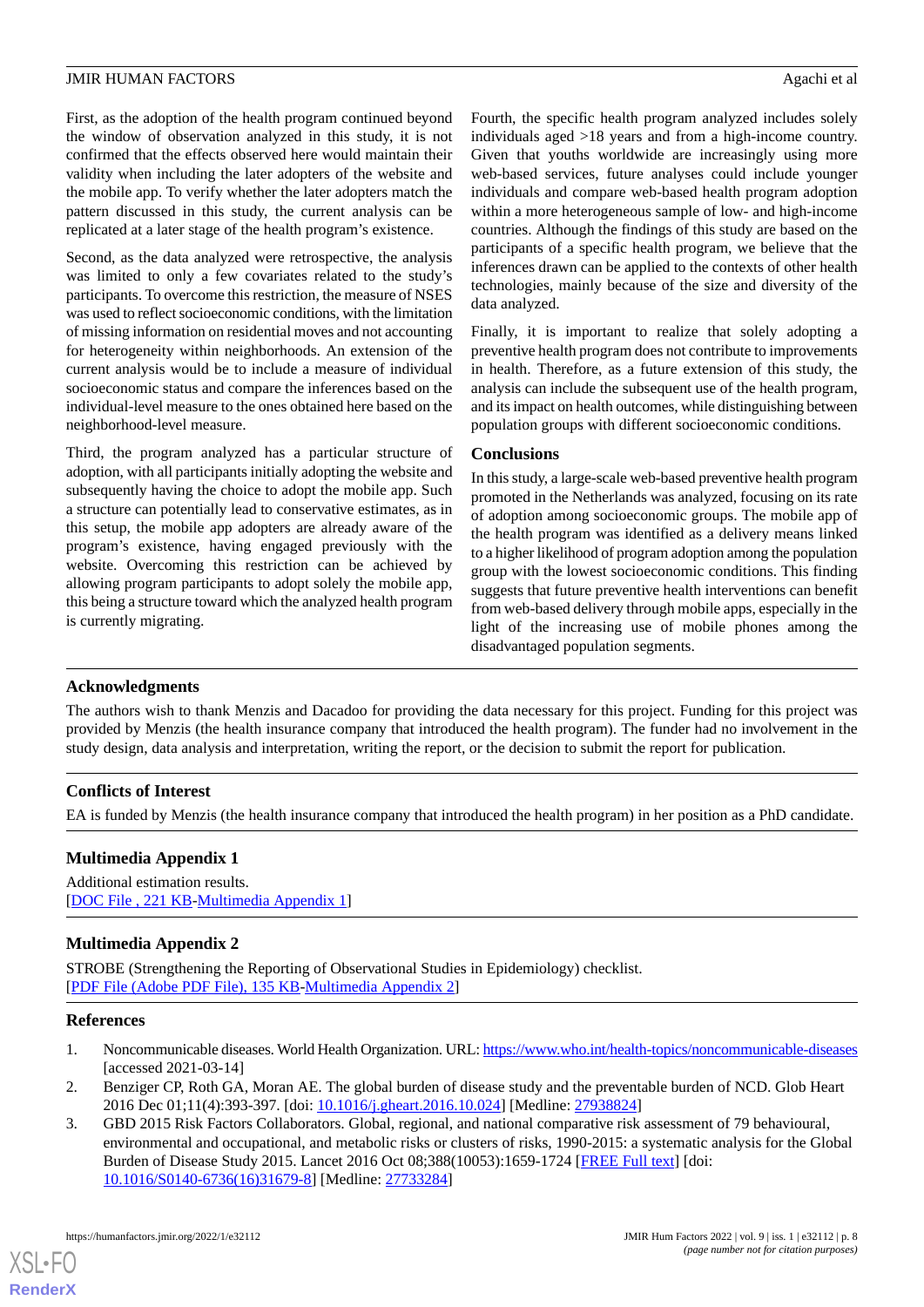First, as the adoption of the health program continued beyond the window of observation analyzed in this study, it is not confirmed that the effects observed here would maintain their validity when including the later adopters of the website and the mobile app. To verify whether the later adopters match the pattern discussed in this study, the current analysis can be replicated at a later stage of the health program's existence.

Second, as the data analyzed were retrospective, the analysis was limited to only a few covariates related to the study's participants. To overcome this restriction, the measure of NSES was used to reflect socioeconomic conditions, with the limitation of missing information on residential moves and not accounting for heterogeneity within neighborhoods. An extension of the current analysis would be to include a measure of individual socioeconomic status and compare the inferences based on the individual-level measure to the ones obtained here based on the neighborhood-level measure.

Third, the program analyzed has a particular structure of adoption, with all participants initially adopting the website and subsequently having the choice to adopt the mobile app. Such a structure can potentially lead to conservative estimates, as in this setup, the mobile app adopters are already aware of the program's existence, having engaged previously with the website. Overcoming this restriction can be achieved by allowing program participants to adopt solely the mobile app, this being a structure toward which the analyzed health program is currently migrating.

Fourth, the specific health program analyzed includes solely individuals aged >18 years and from a high-income country. Given that youths worldwide are increasingly using more web-based services, future analyses could include younger individuals and compare web-based health program adoption within a more heterogeneous sample of low- and high-income countries. Although the findings of this study are based on the participants of a specific health program, we believe that the inferences drawn can be applied to the contexts of other health technologies, mainly because of the size and diversity of the data analyzed.

Finally, it is important to realize that solely adopting a preventive health program does not contribute to improvements in health. Therefore, as a future extension of this study, the analysis can include the subsequent use of the health program, and its impact on health outcomes, while distinguishing between population groups with different socioeconomic conditions.

## Conclusions

In this study, a large-scale web-based preventive health program promoted in the Netherlands was analyzed, focusing on its rate of adoption among socioeconomic groups. The mobile app of the health program was identified as a delivery means linked to a higher likelihood of program adoption among the population group with the lowest socioeconomic conditions. This finding suggests that future preventive health interventions can benefit from web-based delivery through mobile apps, especially in the light of the increasing use of mobile phones among the disadvantaged population segments.

## Acknowledgments

The authors wish to thank Menzis and Dacadoo for providing the data necessary for this project. Funding for this project was provided by Menzis (the health insurance company that introduced the health program). The funder had no involvement in the study design, data analysis and interpretation, writing the report, or the decision to submit the report for publication.

## Conflicts of Interest

EA is funded by Menzis (the health insurance company that introduced the health program) in her position as a PhD candidate.

## Multimedia Appendix 1

Additional estimation results.
[DOC File , 221 KB-Multimedia Appendix 1]

## Multimedia Appendix 2

STROBE (Strengthening the Reporting of Observational Studies in Epidemiology) checklist.
[PDF File (Adobe PDF File), 135 KB-Multimedia Appendix 2]

## References

1. Noncommunicable diseases. World Health Organization. URL: https://www.who.int/health-topics/noncommunicable-diseases [accessed 2021-03-14]
2. Benziger CP, Roth GA, Moran AE. The global burden of disease study and the preventable burden of NCD. Glob Heart 2016 Dec 01;11(4):393-397. [doi: 10.1016/j.gheart.2016.10.024] [Medline: 27938824]
3. GBD 2015 Risk Factors Collaborators. Global, regional, and national comparative risk assessment of 79 behavioural, environmental and occupational, and metabolic risks or clusters of risks, 1990-2015: a systematic analysis for the Global Burden of Disease Study 2015. Lancet 2016 Oct 08;388(10053):1659-1724 [FREE Full text] [doi: 10.1016/S0140-6736(16)31679-8] [Medline: 27733284]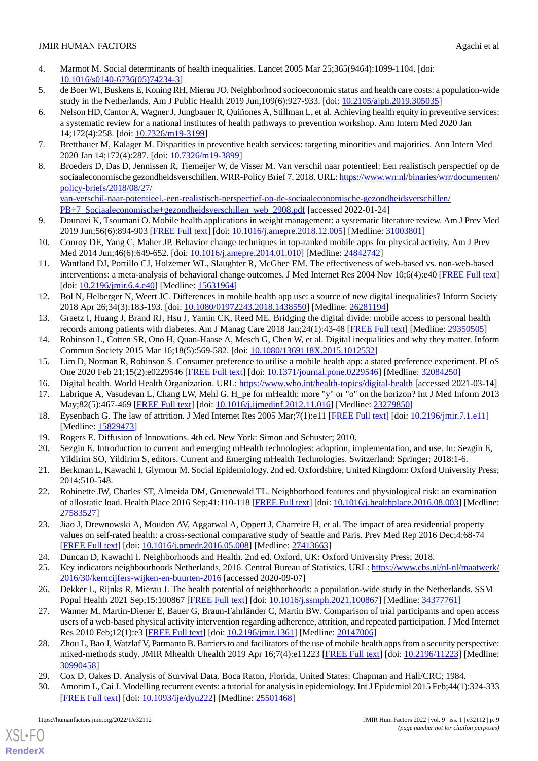4. Marmot M. Social determinants of health inequalities. Lancet 2005 Mar 25;365(9464):1099-1104. [doi: 10.1016/s0140-6736(05)74234-3]
5. de Boer WI, Buskens E, Koning RH, Mierau JO. Neighborhood socioeconomic status and health care costs: a population-wide study in the Netherlands. Am J Public Health 2019 Jun;109(6):927-933. [doi: 10.2105/ajph.2019.305035]
6. Nelson HD, Cantor A, Wagner J, Jungbauer R, Quiñones A, Stillman L, et al. Achieving health equity in preventive services: a systematic review for a national institutes of health pathways to prevention workshop. Ann Intern Med 2020 Jan 14;172(4):258. [doi: 10.7326/m19-3199]
7. Bretthauer M, Kalager M. Disparities in preventive health services: targeting minorities and majorities. Ann Intern Med 2020 Jan 14;172(4):287. [doi: 10.7326/m19-3899]
8. Broeders D, Das D, Jennissen R, Tiemeijer W, de Visser M. Van verschil naar potentieel: Een realistisch perspectief op de sociaaleconomische gezondheidsverschillen. WRR-Policy Brief 7. 2018. URL: https://www.wrr.nl/binaries/wrr/documenten/policy-briefs/2018/08/27/van-verschil-naar-potentieel.-een-realistisch-perspectief-op-de-sociaaleconomische-gezondheidsverschillen/PB+7_Sociaaleconomische+gezondheidsverschillen_web_2908.pdf [accessed 2022-01-24]
9. Dounavi K, Tsoumani O. Mobile health applications in weight management: a systematic literature review. Am J Prev Med 2019 Jun;56(6):894-903 [FREE Full text] [doi: 10.1016/j.amepre.2018.12.005] [Medline: 31003801]
10. Conroy DE, Yang C, Maher JP. Behavior change techniques in top-ranked mobile apps for physical activity. Am J Prev Med 2014 Jun;46(6):649-652. [doi: 10.1016/j.amepre.2014.01.010] [Medline: 24842742]
11. Wantland DJ, Portillo CJ, Holzemer WL, Slaughter R, McGhee EM. The effectiveness of web-based vs. non-web-based interventions: a meta-analysis of behavioral change outcomes. J Med Internet Res 2004 Nov 10;6(4):e40 [FREE Full text] [doi: 10.2196/jmir.6.4.e40] [Medline: 15631964]
12. Bol N, Helberger N, Weert JC. Differences in mobile health app use: a source of new digital inequalities? Inform Society 2018 Apr 26;34(3):183-193. [doi: 10.1080/01972243.2018.1438550] [Medline: 26281194]
13. Graetz I, Huang J, Brand RJ, Hsu J, Yamin CK, Reed ME. Bridging the digital divide: mobile access to personal health records among patients with diabetes. Am J Manag Care 2018 Jan;24(1):43-48 [FREE Full text] [Medline: 29350505]
14. Robinson L, Cotten SR, Ono H, Quan-Haase A, Mesch G, Chen W, et al. Digital inequalities and why they matter. Inform Commun Society 2015 Mar 16;18(5):569-582. [doi: 10.1080/1369118X.2015.1012532]
15. Lim D, Norman R, Robinson S. Consumer preference to utilise a mobile health app: a stated preference experiment. PLoS One 2020 Feb 21;15(2):e0229546 [FREE Full text] [doi: 10.1371/journal.pone.0229546] [Medline: 32084250]
16. Digital health. World Health Organization. URL: https://www.who.int/health-topics/digital-health [accessed 2021-03-14]
17. Labrique A, Vasudevan L, Chang LW, Mehl G. H_pe for mHealth: more "y" or "o" on the horizon? Int J Med Inform 2013 May;82(5):467-469 [FREE Full text] [doi: 10.1016/j.ijmedinf.2012.11.016] [Medline: 23279850]
18. Eysenbach G. The law of attrition. J Med Internet Res 2005 Mar;7(1):e11 [FREE Full text] [doi: 10.2196/jmir.7.1.e11] [Medline: 15829473]
19. Rogers E. Diffusion of Innovations. 4th ed. New York: Simon and Schuster; 2010.
20. Sezgin E. Introduction to current and emerging mHealth technologies: adoption, implementation, and use. In: Sezgin E, Yildirim SO, Yildirim S, editors. Current and Emerging mHealth Technologies. Switzerland: Springer; 2018:1-6.
21. Berkman L, Kawachi I, Glymour M. Social Epidemiology. 2nd ed. Oxfordshire, United Kingdom: Oxford University Press; 2014:510-548.
22. Robinette JW, Charles ST, Almeida DM, Gruenewald TL. Neighborhood features and physiological risk: an examination of allostatic load. Health Place 2016 Sep;41:110-118 [FREE Full text] [doi: 10.1016/j.healthplace.2016.08.003] [Medline: 27583527]
23. Jiao J, Drewnowski A, Moudon AV, Aggarwal A, Oppert J, Charreire H, et al. The impact of area residential property values on self-rated health: a cross-sectional comparative study of Seattle and Paris. Prev Med Rep 2016 Dec;4:68-74 [FREE Full text] [doi: 10.1016/j.pmedr.2016.05.008] [Medline: 27413663]
24. Duncan D, Kawachi I. Neighborhoods and Health. 2nd ed. Oxford, UK: Oxford University Press; 2018.
25. Key indicators neighbourhoods Netherlands, 2016. Central Bureau of Statistics. URL: https://www.cbs.nl/nl-nl/maatwerk/2016/30/kerncijfers-wijken-en-buurten-2016 [accessed 2020-09-07]
26. Dekker L, Rijnks R, Mierau J. The health potential of neighborhoods: a population-wide study in the Netherlands. SSM Popul Health 2021 Sep;15:100867 [FREE Full text] [doi: 10.1016/j.ssmph.2021.100867] [Medline: 34377761]
27. Wanner M, Martin-Diener E, Bauer G, Braun-Fahrländer C, Martin BW. Comparison of trial participants and open access users of a web-based physical activity intervention regarding adherence, attrition, and repeated participation. J Med Internet Res 2010 Feb;12(1):e3 [FREE Full text] [doi: 10.2196/jmir.1361] [Medline: 20147006]
28. Zhou L, Bao J, Watzlaf V, Parmanto B. Barriers to and facilitators of the use of mobile health apps from a security perspective: mixed-methods study. JMIR Mhealth Uhealth 2019 Apr 16;7(4):e11223 [FREE Full text] [doi: 10.2196/11223] [Medline: 30990458]
29. Cox D, Oakes D. Analysis of Survival Data. Boca Raton, Florida, United States: Chapman and Hall/CRC; 1984.
30. Amorim L, Cai J. Modelling recurrent events: a tutorial for analysis in epidemiology. Int J Epidemiol 2015 Feb;44(1):324-333 [FREE Full text] [doi: 10.1093/ije/dyu222] [Medline: 25501468]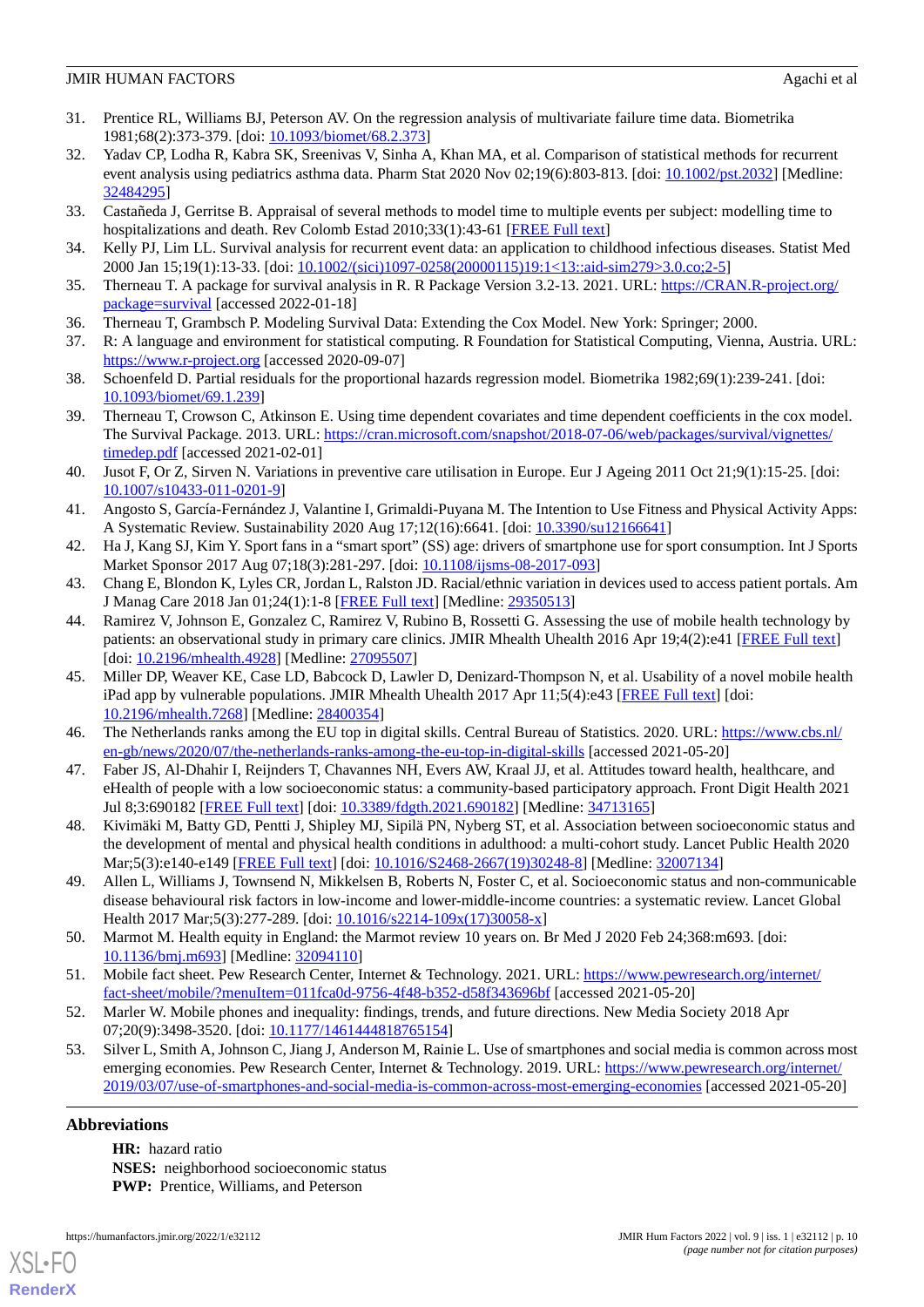31. Prentice RL, Williams BJ, Peterson AV. On the regression analysis of multivariate failure time data. Biometrika 1981;68(2):373-379. [doi: 10.1093/biomet/68.2.373]
32. Yadav CP, Lodha R, Kabra SK, Sreenivas V, Sinha A, Khan MA, et al. Comparison of statistical methods for recurrent event analysis using pediatrics asthma data. Pharm Stat 2020 Nov 02;19(6):803-813. [doi: 10.1002/pst.2032] [Medline: 32484295]
33. Castañeda J, Gerritse B. Appraisal of several methods to model time to multiple events per subject: modelling time to hospitalizations and death. Rev Colomb Estad 2010;33(1):43-61 [FREE Full text]
34. Kelly PJ, Lim LL. Survival analysis for recurrent event data: an application to childhood infectious diseases. Statist Med 2000 Jan 15;19(1):13-33. [doi: 10.1002/(sici)1097-0258(20000115)19:1<13::aid-sim279>3.0.co;2-5]
35. Therneau T. A package for survival analysis in R. R Package Version 3.2-13. 2021. URL: https://CRAN.R-project.org/package=survival [accessed 2022-01-18]
36. Therneau T, Grambsch P. Modeling Survival Data: Extending the Cox Model. New York: Springer; 2000.
37. R: A language and environment for statistical computing. R Foundation for Statistical Computing, Vienna, Austria. URL: https://www.r-project.org [accessed 2020-09-07]
38. Schoenfeld D. Partial residuals for the proportional hazards regression model. Biometrika 1982;69(1):239-241. [doi: 10.1093/biomet/69.1.239]
39. Therneau T, Crowson C, Atkinson E. Using time dependent covariates and time dependent coefficients in the cox model. The Survival Package. 2013. URL: https://cran.microsoft.com/snapshot/2018-07-06/web/packages/survival/vignettes/timedep.pdf [accessed 2021-02-01]
40. Jusot F, Or Z, Sirven N. Variations in preventive care utilisation in Europe. Eur J Ageing 2011 Oct 21;9(1):15-25. [doi: 10.1007/s10433-011-0201-9]
41. Angosto S, García-Fernández J, Valantine I, Grimaldi-Puyana M. The Intention to Use Fitness and Physical Activity Apps: A Systematic Review. Sustainability 2020 Aug 17;12(16):6641. [doi: 10.3390/su12166641]
42. Ha J, Kang SJ, Kim Y. Sport fans in a "smart sport" (SS) age: drivers of smartphone use for sport consumption. Int J Sports Market Sponsor 2017 Aug 07;18(3):281-297. [doi: 10.1108/ijsms-08-2017-093]
43. Chang E, Blondon K, Lyles CR, Jordan L, Ralston JD. Racial/ethnic variation in devices used to access patient portals. Am J Manag Care 2018 Jan 01;24(1):1-8 [FREE Full text] [Medline: 29350513]
44. Ramirez V, Johnson E, Gonzalez C, Ramirez V, Rubino B, Rossetti G. Assessing the use of mobile health technology by patients: an observational study in primary care clinics. JMIR Mhealth Uhealth 2016 Apr 19;4(2):e41 [FREE Full text] [doi: 10.2196/mhealth.4928] [Medline: 27095507]
45. Miller DP, Weaver KE, Case LD, Babcock D, Lawler D, Denizard-Thompson N, et al. Usability of a novel mobile health iPad app by vulnerable populations. JMIR Mhealth Uhealth 2017 Apr 11;5(4):e43 [FREE Full text] [doi: 10.2196/mhealth.7268] [Medline: 28400354]
46. The Netherlands ranks among the EU top in digital skills. Central Bureau of Statistics. 2020. URL: https://www.cbs.nl/en-gb/news/2020/07/the-netherlands-ranks-among-the-eu-top-in-digital-skills [accessed 2021-05-20]
47. Faber JS, Al-Dhahir I, Reijnders T, Chavannes NH, Evers AW, Kraal JJ, et al. Attitudes toward health, healthcare, and eHealth of people with a low socioeconomic status: a community-based participatory approach. Front Digit Health 2021 Jul 8;3:690182 [FREE Full text] [doi: 10.3389/fdgth.2021.690182] [Medline: 34713165]
48. Kivimäki M, Batty GD, Pentti J, Shipley MJ, Sipilä PN, Nyberg ST, et al. Association between socioeconomic status and the development of mental and physical health conditions in adulthood: a multi-cohort study. Lancet Public Health 2020 Mar;5(3):e140-e149 [FREE Full text] [doi: 10.1016/S2468-2667(19)30248-8] [Medline: 32007134]
49. Allen L, Williams J, Townsend N, Mikkelsen B, Roberts N, Foster C, et al. Socioeconomic status and non-communicable disease behavioural risk factors in low-income and lower-middle-income countries: a systematic review. Lancet Global Health 2017 Mar;5(3):277-289. [doi: 10.1016/s2214-109x(17)30058-x]
50. Marmot M. Health equity in England: the Marmot review 10 years on. Br Med J 2020 Feb 24;368:m693. [doi: 10.1136/bmj.m693] [Medline: 32094110]
51. Mobile fact sheet. Pew Research Center, Internet & Technology. 2021. URL: https://www.pewresearch.org/internet/fact-sheet/mobile/?menuItem=011fca0d-9756-4f48-b352-d58f343696bf [accessed 2021-05-20]
52. Marler W. Mobile phones and inequality: findings, trends, and future directions. New Media Society 2018 Apr 07;20(9):3498-3520. [doi: 10.1177/1461444818765154]
53. Silver L, Smith A, Johnson C, Jiang J, Anderson M, Rainie L. Use of smartphones and social media is common across most emerging economies. Pew Research Center, Internet & Technology. 2019. URL: https://www.pewresearch.org/internet/2019/03/07/use-of-smartphones-and-social-media-is-common-across-most-emerging-economies [accessed 2021-05-20]

## Abbreviations

**HR:** hazard ratio
**NSES:** neighborhood socioeconomic status
**PWP:** Prentice, Williams, and Peterson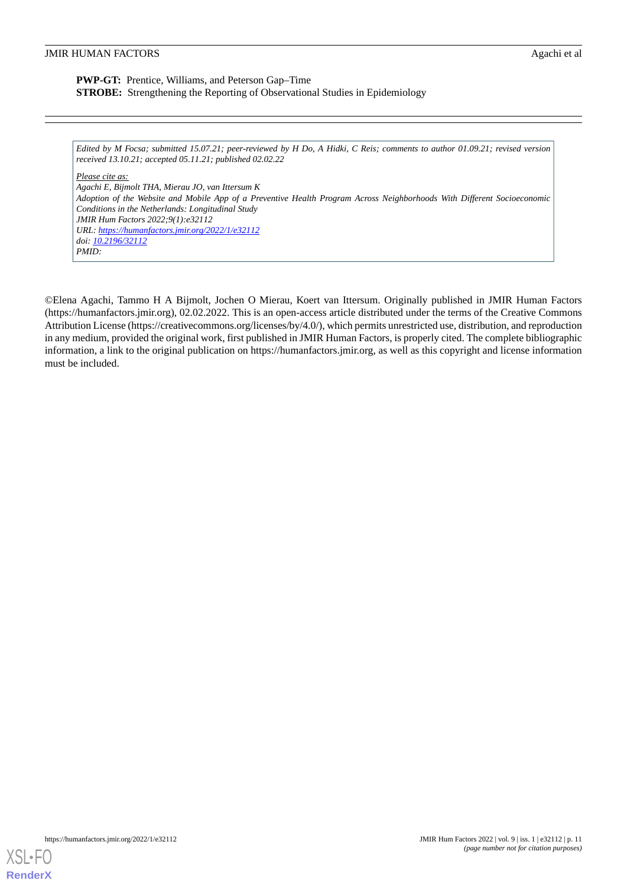**PWP-GT:** Prentice, Williams, and Peterson Gap–Time
**STROBE:** Strengthening the Reporting of Observational Studies in Epidemiology

---

*Edited by M Focsa; submitted 15.07.21; peer-reviewed by H Do, A Hidki, C Reis; comments to author 01.09.21; revised version received 13.10.21; accepted 05.11.21; published 02.02.22*

*Please cite as:*
*Agachi E, Bijmolt THA, Mierau JO, van Ittersum K*
*Adoption of the Website and Mobile App of a Preventive Health Program Across Neighborhoods With Different Socioeconomic Conditions in the Netherlands: Longitudinal Study*
*JMIR Hum Factors 2022;9(1):e32112*
*URL: https://humanfactors.jmir.org/2022/1/e32112*
*doi: 10.2196/32112*
*PMID:*

©Elena Agachi, Tammo H A Bijmolt, Jochen O Mierau, Koert van Ittersum. Originally published in JMIR Human Factors (https://humanfactors.jmir.org), 02.02.2022. This is an open-access article distributed under the terms of the Creative Commons Attribution License (https://creativecommons.org/licenses/by/4.0/), which permits unrestricted use, distribution, and reproduction in any medium, provided the original work, first published in JMIR Human Factors, is properly cited. The complete bibliographic information, a link to the original publication on https://humanfactors.jmir.org, as well as this copyright and license information must be included.